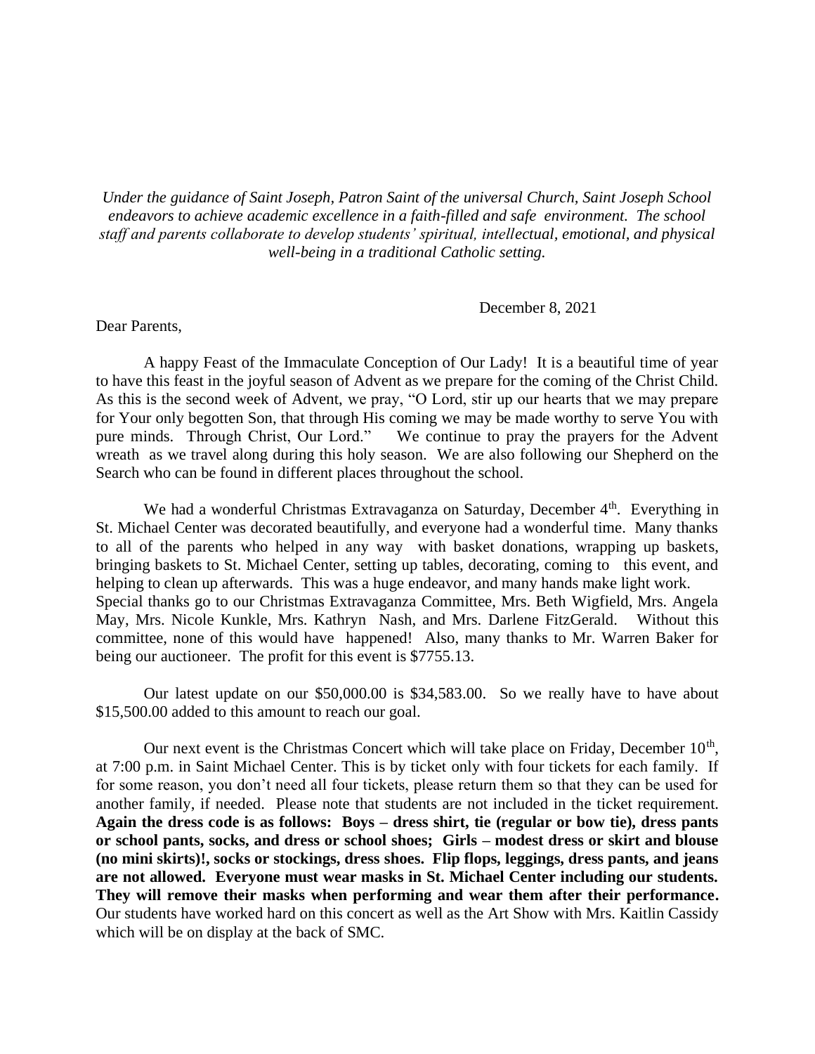*Under the guidance of Saint Joseph, Patron Saint of the universal Church, Saint Joseph School endeavors to achieve academic excellence in a faith-filled and safe environment. The school staff and parents collaborate to develop students' spiritual, intellectual, emotional, and physical well-being in a traditional Catholic setting.*

December 8, 2021

Dear Parents,

A happy Feast of the Immaculate Conception of Our Lady! It is a beautiful time of year to have this feast in the joyful season of Advent as we prepare for the coming of the Christ Child. As this is the second week of Advent, we pray, "O Lord, stir up our hearts that we may prepare for Your only begotten Son, that through His coming we may be made worthy to serve You with pure minds. Through Christ, Our Lord." We continue to pray the prayers for the Advent wreath as we travel along during this holy season. We are also following our Shepherd on the Search who can be found in different places throughout the school.

We had a wonderful Christmas Extravaganza on Saturday, December 4th. Everything in St. Michael Center was decorated beautifully, and everyone had a wonderful time. Many thanks to all of the parents who helped in any way with basket donations, wrapping up baskets, bringing baskets to St. Michael Center, setting up tables, decorating, coming to this event, and helping to clean up afterwards. This was a huge endeavor, and many hands make light work. Special thanks go to our Christmas Extravaganza Committee, Mrs. Beth Wigfield, Mrs. Angela May, Mrs. Nicole Kunkle, Mrs. Kathryn Nash, and Mrs. Darlene FitzGerald. Without this committee, none of this would have happened! Also, many thanks to Mr. Warren Baker for being our auctioneer. The profit for this event is $7755.13.

Our latest update on our $50,000.00 is $34,583.00. So we really have to have about $15,500.00 added to this amount to reach our goal.

Our next event is the Christmas Concert which will take place on Friday, December 10th, at 7:00 p.m. in Saint Michael Center. This is by ticket only with four tickets for each family. If for some reason, you don't need all four tickets, please return them so that they can be used for another family, if needed. Please note that students are not included in the ticket requirement. **Again the dress code is as follows: Boys – dress shirt, tie (regular or bow tie), dress pants or school pants, socks, and dress or school shoes; Girls – modest dress or skirt and blouse (no mini skirts)!, socks or stockings, dress shoes. Flip flops, leggings, dress pants, and jeans are not allowed. Everyone must wear masks in St. Michael Center including our students. They will remove their masks when performing and wear them after their performance.** Our students have worked hard on this concert as well as the Art Show with Mrs. Kaitlin Cassidy which will be on display at the back of SMC.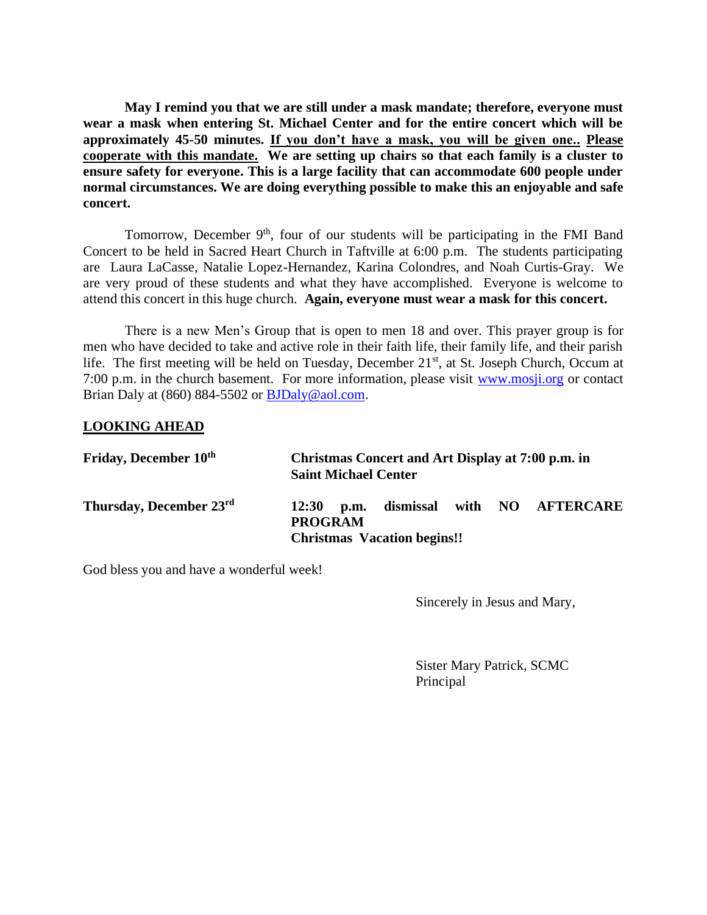**May I remind you that we are still under a mask mandate; therefore, everyone must wear a mask when entering St. Michael Center and for the entire concert which will be approximately 45-50 minutes. If you don't have a mask, you will be given one.. Please cooperate with this mandate. We are setting up chairs so that each family is a cluster to ensure safety for everyone. This is a large facility that can accommodate 600 people under normal circumstances. We are doing everything possible to make this an enjoyable and safe concert.**

Tomorrow, December 9th, four of our students will be participating in the FMI Band Concert to be held in Sacred Heart Church in Taftville at 6:00 p.m. The students participating are Laura LaCasse, Natalie Lopez-Hernandez, Karina Colondres, and Noah Curtis-Gray. We are very proud of these students and what they have accomplished. Everyone is welcome to attend this concert in this huge church. **Again, everyone must wear a mask for this concert.**

There is a new Men's Group that is open to men 18 and over. This prayer group is for men who have decided to take and active role in their faith life, their family life, and their parish life. The first meeting will be held on Tuesday, December 21st, at St. Joseph Church, Occum at 7:00 p.m. in the church basement. For more information, please visit www.mosji.org or contact Brian Daly at (860) 884-5502 or BJDaly@aol.com.

## LOOKING AHEAD

| | |
|---|---|
| **Friday, December 10th** | **Christmas Concert and Art Display at 7:00 p.m. in Saint Michael Center** |
| **Thursday, December 23rd** | **12:30 p.m. dismissal with NO AFTERCARE PROGRAM** **Christmas Vacation begins!!** |

God bless you and have a wonderful week!

Sincerely in Jesus and Mary,

Sister Mary Patrick, SCMC
Principal